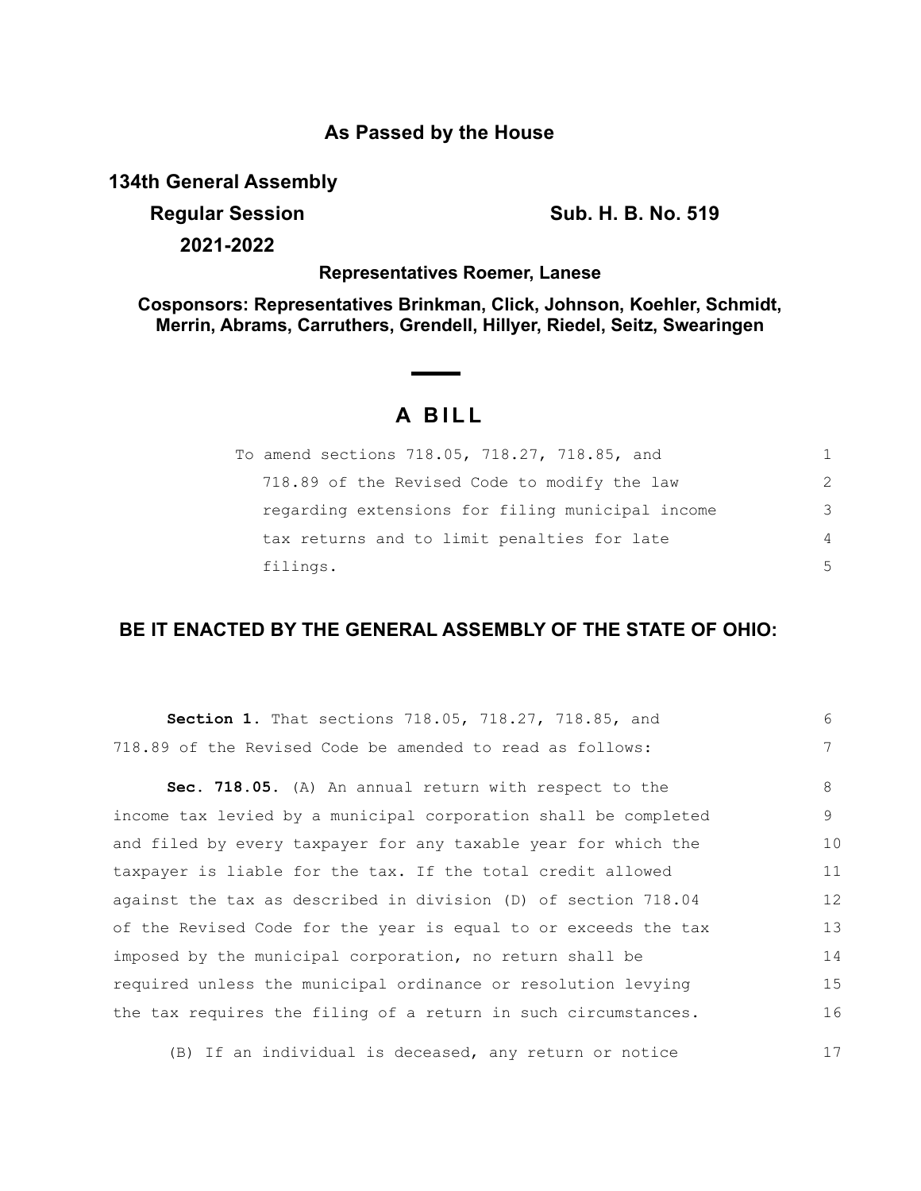**As Passed by the House**

**134th General Assembly**

**Regular Session**

**2021-2022**

**Sub. H. B. No. 519**

**Representatives Roemer, Lanese**

**Cosponsors: Representatives Brinkman, Click, Johnson, Koehler, Schmidt, Merrin, Abrams, Carruthers, Grendell, Hillyer, Riedel, Seitz, Swearingen**

# A BILL

To amend sections 718.05, 718.27, 718.85, and 718.89 of the Revised Code to modify the law regarding extensions for filing municipal income tax returns and to limit penalties for late filings.

## BE IT ENACTED BY THE GENERAL ASSEMBLY OF THE STATE OF OHIO:

**Section 1.** That sections 718.05, 718.27, 718.85, and 718.89 of the Revised Code be amended to read as follows:

**Sec. 718.05.** (A) An annual return with respect to the income tax levied by a municipal corporation shall be completed and filed by every taxpayer for any taxable year for which the taxpayer is liable for the tax. If the total credit allowed against the tax as described in division (D) of section 718.04 of the Revised Code for the year is equal to or exceeds the tax imposed by the municipal corporation, no return shall be required unless the municipal ordinance or resolution levying the tax requires the filing of a return in such circumstances.

(B) If an individual is deceased, any return or notice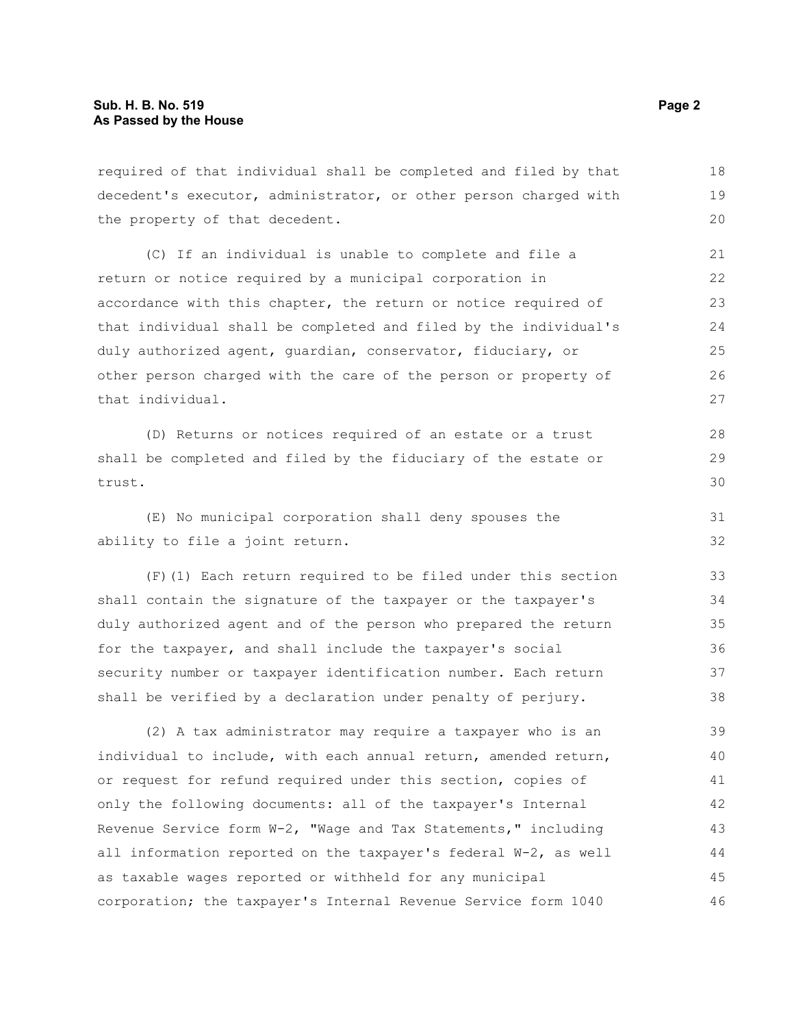required of that individual shall be completed and filed by that decedent's executor, administrator, or other person charged with the property of that decedent.

(C) If an individual is unable to complete and file a return or notice required by a municipal corporation in accordance with this chapter, the return or notice required of that individual shall be completed and filed by the individual's duly authorized agent, guardian, conservator, fiduciary, or other person charged with the care of the person or property of that individual.

(D) Returns or notices required of an estate or a trust shall be completed and filed by the fiduciary of the estate or trust.

(E) No municipal corporation shall deny spouses the ability to file a joint return.

(F)(1) Each return required to be filed under this section shall contain the signature of the taxpayer or the taxpayer's duly authorized agent and of the person who prepared the return for the taxpayer, and shall include the taxpayer's social security number or taxpayer identification number. Each return shall be verified by a declaration under penalty of perjury.

(2) A tax administrator may require a taxpayer who is an individual to include, with each annual return, amended return, or request for refund required under this section, copies of only the following documents: all of the taxpayer's Internal Revenue Service form W-2, "Wage and Tax Statements," including all information reported on the taxpayer's federal W-2, as well as taxable wages reported or withheld for any municipal corporation; the taxpayer's Internal Revenue Service form 1040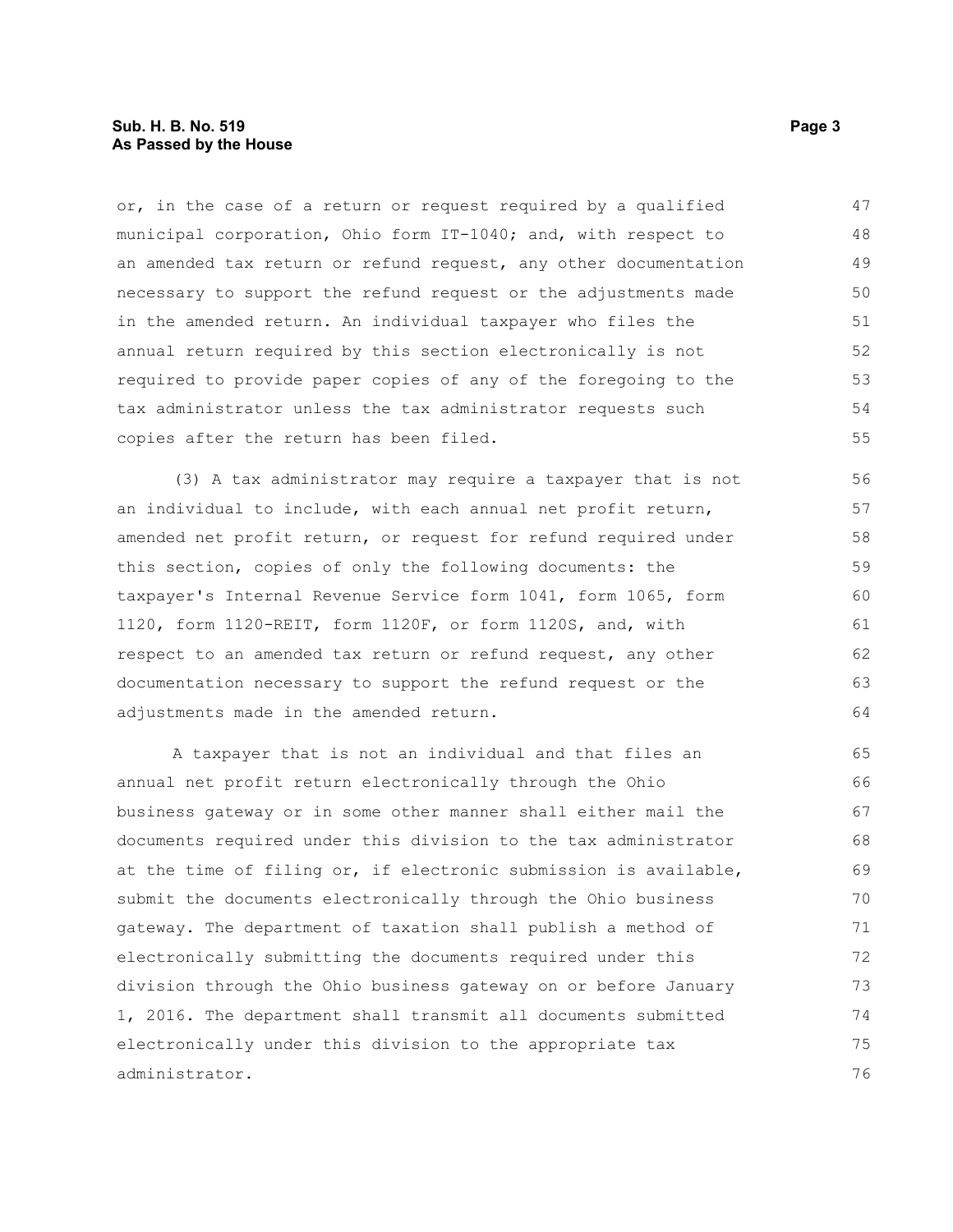or, in the case of a return or request required by a qualified municipal corporation, Ohio form IT-1040; and, with respect to an amended tax return or refund request, any other documentation necessary to support the refund request or the adjustments made in the amended return. An individual taxpayer who files the annual return required by this section electronically is not required to provide paper copies of any of the foregoing to the tax administrator unless the tax administrator requests such copies after the return has been filed.

(3) A tax administrator may require a taxpayer that is not an individual to include, with each annual net profit return, amended net profit return, or request for refund required under this section, copies of only the following documents: the taxpayer's Internal Revenue Service form 1041, form 1065, form 1120, form 1120-REIT, form 1120F, or form 1120S, and, with respect to an amended tax return or refund request, any other documentation necessary to support the refund request or the adjustments made in the amended return.

A taxpayer that is not an individual and that files an annual net profit return electronically through the Ohio business gateway or in some other manner shall either mail the documents required under this division to the tax administrator at the time of filing or, if electronic submission is available, submit the documents electronically through the Ohio business gateway. The department of taxation shall publish a method of electronically submitting the documents required under this division through the Ohio business gateway on or before January 1, 2016. The department shall transmit all documents submitted electronically under this division to the appropriate tax administrator.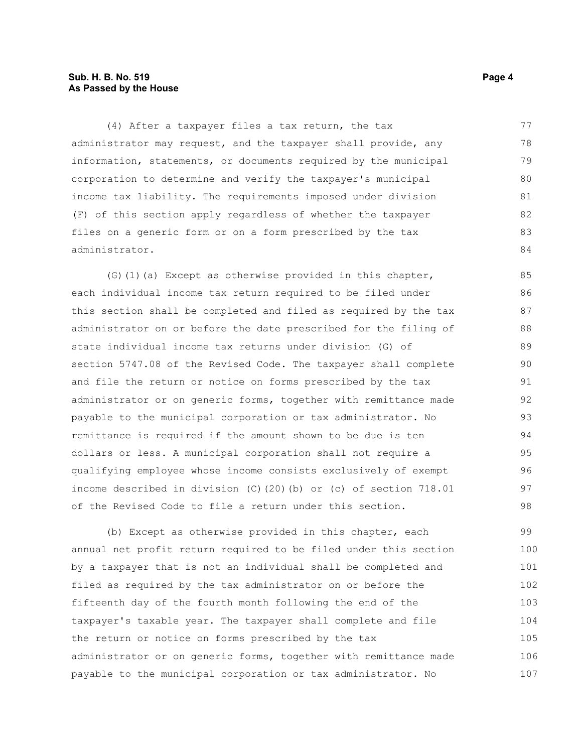(4) After a taxpayer files a tax return, the tax administrator may request, and the taxpayer shall provide, any information, statements, or documents required by the municipal corporation to determine and verify the taxpayer's municipal income tax liability. The requirements imposed under division (F) of this section apply regardless of whether the taxpayer files on a generic form or on a form prescribed by the tax administrator.

(G)(1)(a) Except as otherwise provided in this chapter, each individual income tax return required to be filed under this section shall be completed and filed as required by the tax administrator on or before the date prescribed for the filing of state individual income tax returns under division (G) of section 5747.08 of the Revised Code. The taxpayer shall complete and file the return or notice on forms prescribed by the tax administrator or on generic forms, together with remittance made payable to the municipal corporation or tax administrator. No remittance is required if the amount shown to be due is ten dollars or less. A municipal corporation shall not require a qualifying employee whose income consists exclusively of exempt income described in division (C)(20)(b) or (c) of section 718.01 of the Revised Code to file a return under this section.

(b) Except as otherwise provided in this chapter, each annual net profit return required to be filed under this section by a taxpayer that is not an individual shall be completed and filed as required by the tax administrator on or before the fifteenth day of the fourth month following the end of the taxpayer's taxable year. The taxpayer shall complete and file the return or notice on forms prescribed by the tax administrator or on generic forms, together with remittance made payable to the municipal corporation or tax administrator. No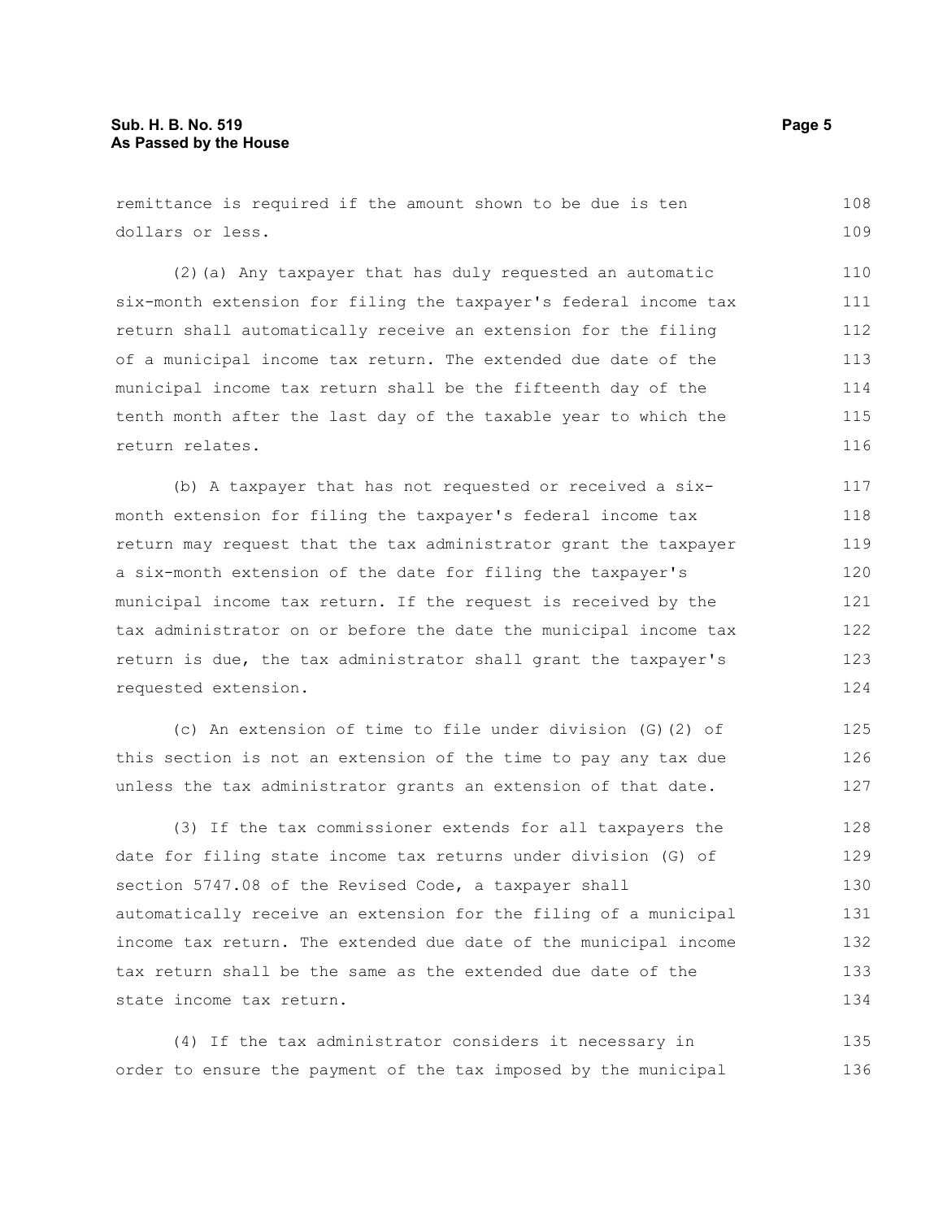remittance is required if the amount shown to be due is ten dollars or less.

(2)(a) Any taxpayer that has duly requested an automatic six-month extension for filing the taxpayer's federal income tax return shall automatically receive an extension for the filing of a municipal income tax return. The extended due date of the municipal income tax return shall be the fifteenth day of the tenth month after the last day of the taxable year to which the return relates.

(b) A taxpayer that has not requested or received a six-month extension for filing the taxpayer's federal income tax return may request that the tax administrator grant the taxpayer a six-month extension of the date for filing the taxpayer's municipal income tax return. If the request is received by the tax administrator on or before the date the municipal income tax return is due, the tax administrator shall grant the taxpayer's requested extension.

(c) An extension of time to file under division (G)(2) of this section is not an extension of the time to pay any tax due unless the tax administrator grants an extension of that date.

(3) If the tax commissioner extends for all taxpayers the date for filing state income tax returns under division (G) of section 5747.08 of the Revised Code, a taxpayer shall automatically receive an extension for the filing of a municipal income tax return. The extended due date of the municipal income tax return shall be the same as the extended due date of the state income tax return.

(4) If the tax administrator considers it necessary in order to ensure the payment of the tax imposed by the municipal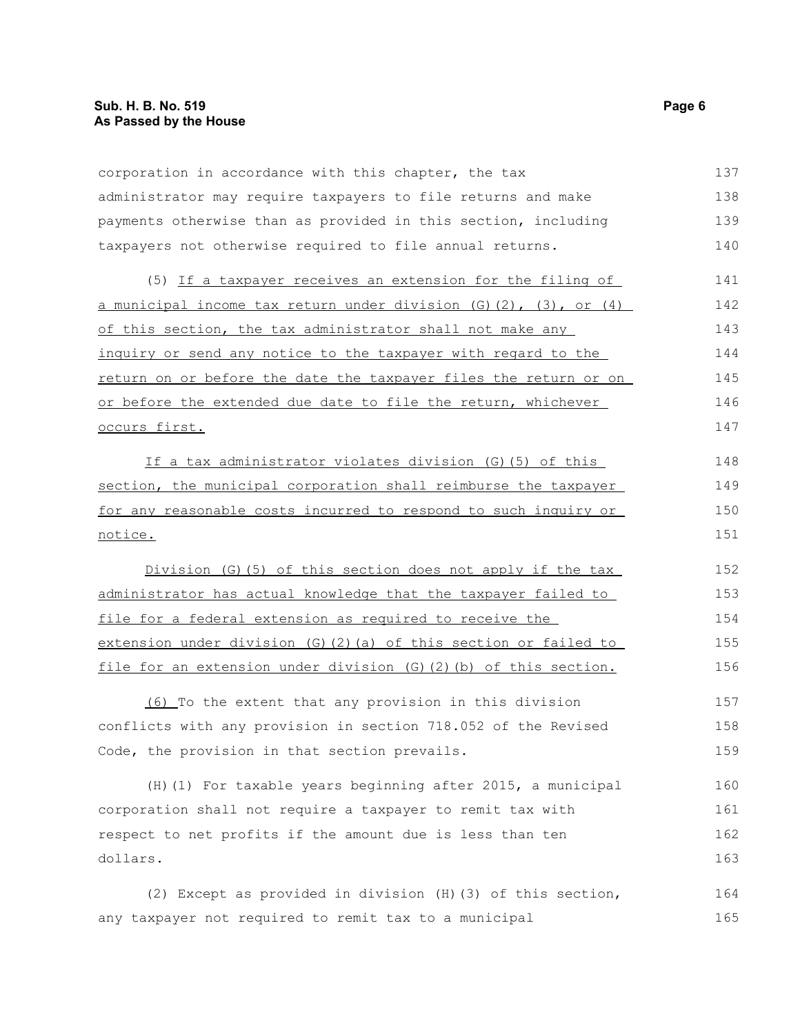corporation in accordance with this chapter, the tax administrator may require taxpayers to file returns and make payments otherwise than as provided in this section, including taxpayers not otherwise required to file annual returns.

(5) If a taxpayer receives an extension for the filing of a municipal income tax return under division (G)(2), (3), or (4) of this section, the tax administrator shall not make any inquiry or send any notice to the taxpayer with regard to the return on or before the date the taxpayer files the return or on or before the extended due date to file the return, whichever occurs first.

If a tax administrator violates division (G)(5) of this section, the municipal corporation shall reimburse the taxpayer for any reasonable costs incurred to respond to such inquiry or notice.

Division (G)(5) of this section does not apply if the tax administrator has actual knowledge that the taxpayer failed to file for a federal extension as required to receive the extension under division (G)(2)(a) of this section or failed to file for an extension under division (G)(2)(b) of this section.

(6) To the extent that any provision in this division conflicts with any provision in section 718.052 of the Revised Code, the provision in that section prevails.

(H)(1) For taxable years beginning after 2015, a municipal corporation shall not require a taxpayer to remit tax with respect to net profits if the amount due is less than ten dollars.

(2) Except as provided in division (H)(3) of this section, any taxpayer not required to remit tax to a municipal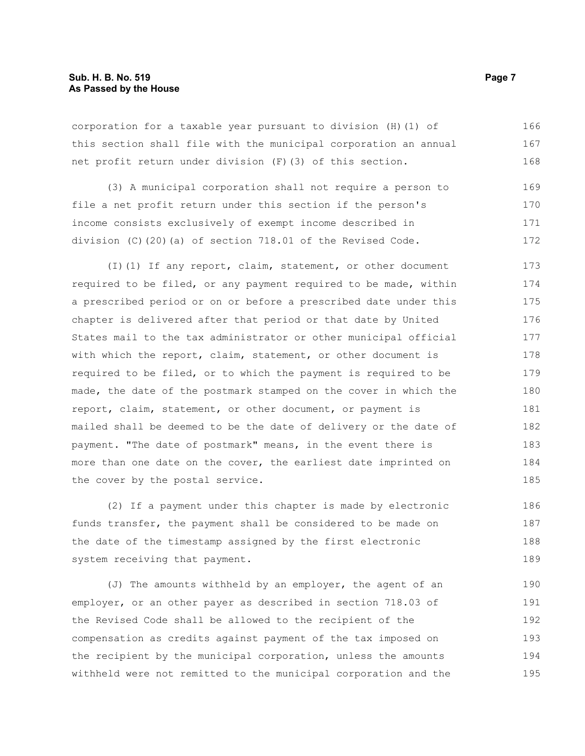corporation for a taxable year pursuant to division (H)(1) of this section shall file with the municipal corporation an annual net profit return under division (F)(3) of this section.

(3) A municipal corporation shall not require a person to file a net profit return under this section if the person's income consists exclusively of exempt income described in division (C)(20)(a) of section 718.01 of the Revised Code.

(I)(1) If any report, claim, statement, or other document required to be filed, or any payment required to be made, within a prescribed period or on or before a prescribed date under this chapter is delivered after that period or that date by United States mail to the tax administrator or other municipal official with which the report, claim, statement, or other document is required to be filed, or to which the payment is required to be made, the date of the postmark stamped on the cover in which the report, claim, statement, or other document, or payment is mailed shall be deemed to be the date of delivery or the date of payment. "The date of postmark" means, in the event there is more than one date on the cover, the earliest date imprinted on the cover by the postal service.

(2) If a payment under this chapter is made by electronic funds transfer, the payment shall be considered to be made on the date of the timestamp assigned by the first electronic system receiving that payment.

(J) The amounts withheld by an employer, the agent of an employer, or an other payer as described in section 718.03 of the Revised Code shall be allowed to the recipient of the compensation as credits against payment of the tax imposed on the recipient by the municipal corporation, unless the amounts withheld were not remitted to the municipal corporation and the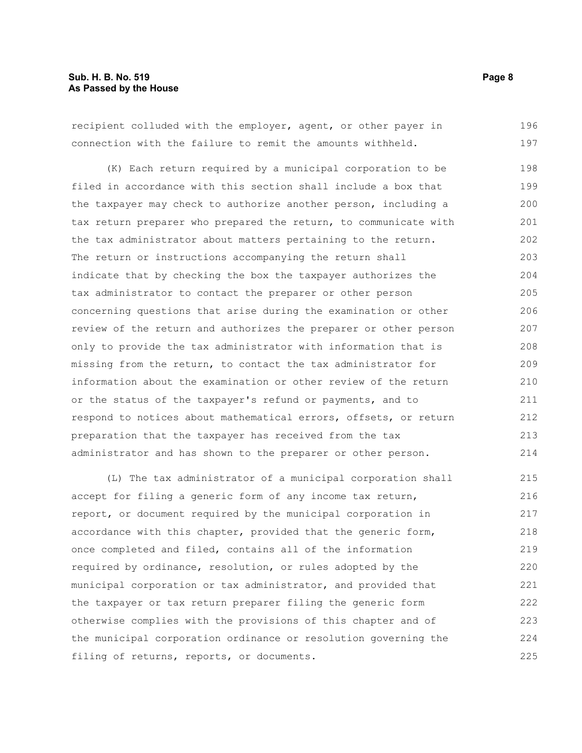recipient colluded with the employer, agent, or other payer in connection with the failure to remit the amounts withheld.

(K) Each return required by a municipal corporation to be filed in accordance with this section shall include a box that the taxpayer may check to authorize another person, including a tax return preparer who prepared the return, to communicate with the tax administrator about matters pertaining to the return. The return or instructions accompanying the return shall indicate that by checking the box the taxpayer authorizes the tax administrator to contact the preparer or other person concerning questions that arise during the examination or other review of the return and authorizes the preparer or other person only to provide the tax administrator with information that is missing from the return, to contact the tax administrator for information about the examination or other review of the return or the status of the taxpayer's refund or payments, and to respond to notices about mathematical errors, offsets, or return preparation that the taxpayer has received from the tax administrator and has shown to the preparer or other person.

(L) The tax administrator of a municipal corporation shall accept for filing a generic form of any income tax return, report, or document required by the municipal corporation in accordance with this chapter, provided that the generic form, once completed and filed, contains all of the information required by ordinance, resolution, or rules adopted by the municipal corporation or tax administrator, and provided that the taxpayer or tax return preparer filing the generic form otherwise complies with the provisions of this chapter and of the municipal corporation ordinance or resolution governing the filing of returns, reports, or documents.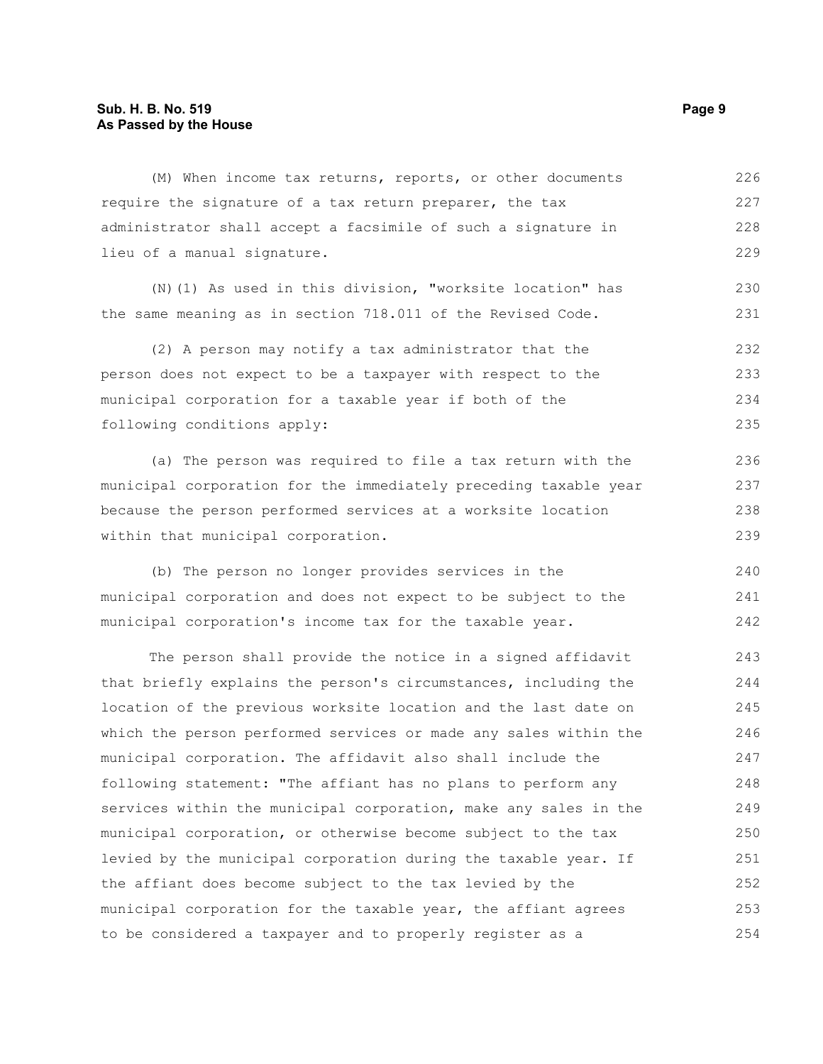(M) When income tax returns, reports, or other documents require the signature of a tax return preparer, the tax administrator shall accept a facsimile of such a signature in lieu of a manual signature.

(N)(1) As used in this division, "worksite location" has the same meaning as in section 718.011 of the Revised Code.

(2) A person may notify a tax administrator that the person does not expect to be a taxpayer with respect to the municipal corporation for a taxable year if both of the following conditions apply:

(a) The person was required to file a tax return with the municipal corporation for the immediately preceding taxable year because the person performed services at a worksite location within that municipal corporation.

(b) The person no longer provides services in the municipal corporation and does not expect to be subject to the municipal corporation's income tax for the taxable year.

The person shall provide the notice in a signed affidavit that briefly explains the person's circumstances, including the location of the previous worksite location and the last date on which the person performed services or made any sales within the municipal corporation. The affidavit also shall include the following statement: "The affiant has no plans to perform any services within the municipal corporation, make any sales in the municipal corporation, or otherwise become subject to the tax levied by the municipal corporation during the taxable year. If the affiant does become subject to the tax levied by the municipal corporation for the taxable year, the affiant agrees to be considered a taxpayer and to properly register as a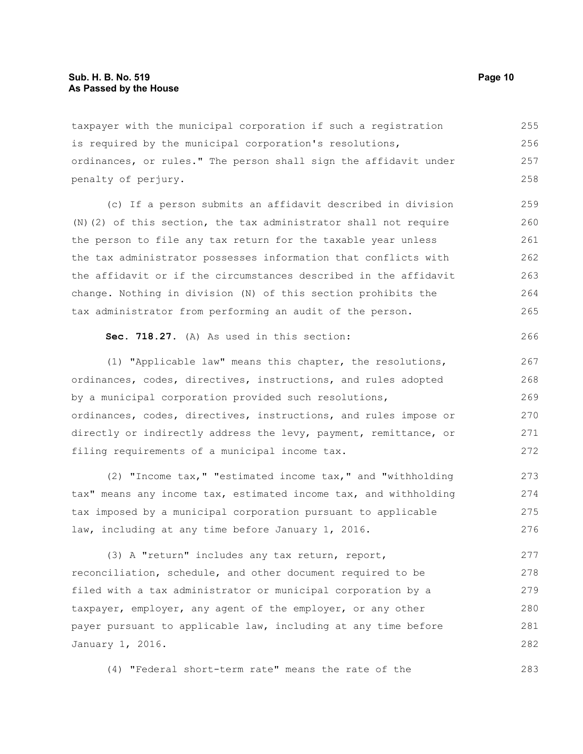taxpayer with the municipal corporation if such a registration is required by the municipal corporation's resolutions, ordinances, or rules." The person shall sign the affidavit under penalty of perjury.

(c) If a person submits an affidavit described in division (N)(2) of this section, the tax administrator shall not require the person to file any tax return for the taxable year unless the tax administrator possesses information that conflicts with the affidavit or if the circumstances described in the affidavit change. Nothing in division (N) of this section prohibits the tax administrator from performing an audit of the person.

**Sec. 718.27.** (A) As used in this section:

(1) "Applicable law" means this chapter, the resolutions, ordinances, codes, directives, instructions, and rules adopted by a municipal corporation provided such resolutions, ordinances, codes, directives, instructions, and rules impose or directly or indirectly address the levy, payment, remittance, or filing requirements of a municipal income tax.

(2) "Income tax," "estimated income tax," and "withholding tax" means any income tax, estimated income tax, and withholding tax imposed by a municipal corporation pursuant to applicable law, including at any time before January 1, 2016.

(3) A "return" includes any tax return, report, reconciliation, schedule, and other document required to be filed with a tax administrator or municipal corporation by a taxpayer, employer, any agent of the employer, or any other payer pursuant to applicable law, including at any time before January 1, 2016.

(4) "Federal short-term rate" means the rate of the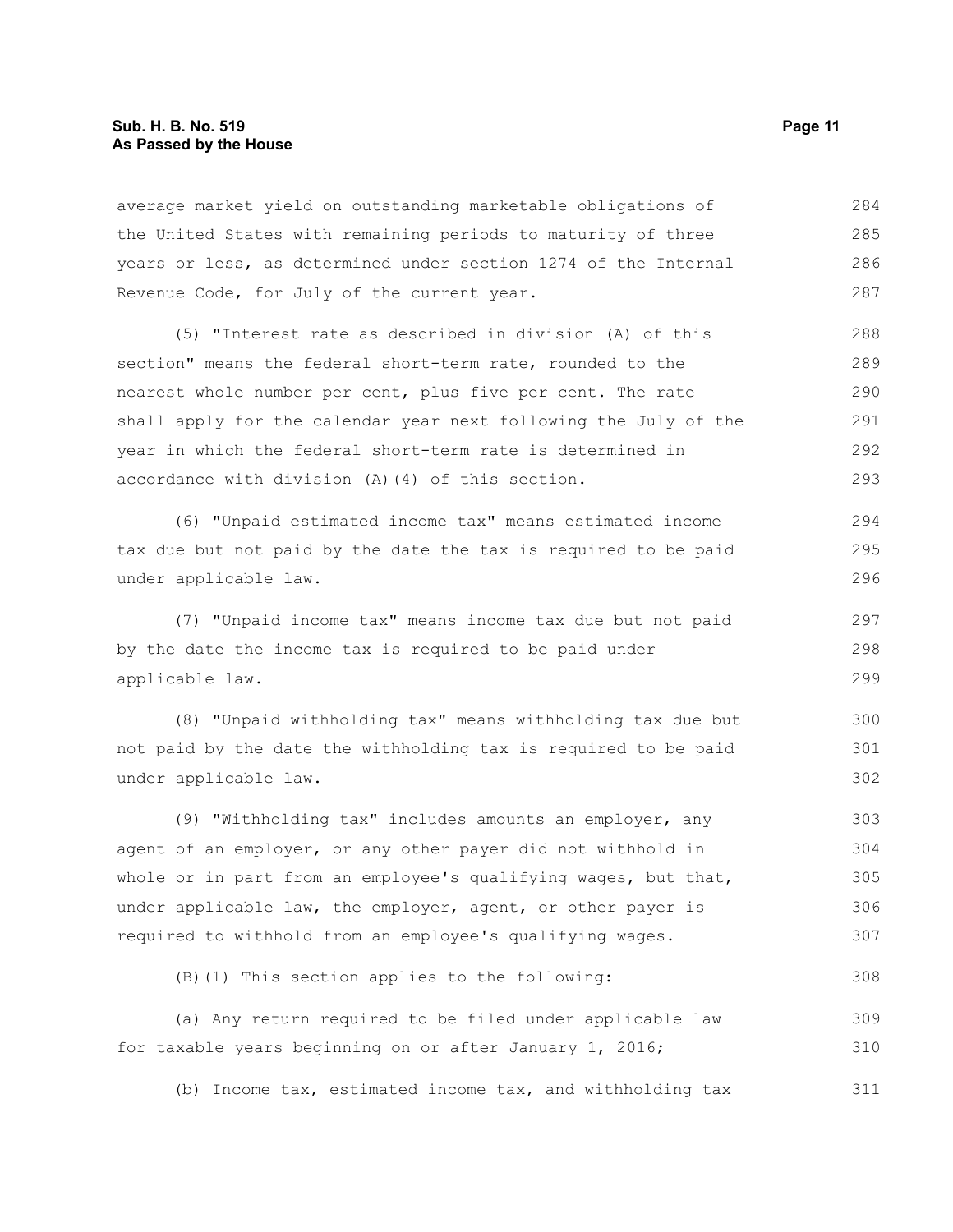average market yield on outstanding marketable obligations of the United States with remaining periods to maturity of three years or less, as determined under section 1274 of the Internal Revenue Code, for July of the current year.

(5) "Interest rate as described in division (A) of this section" means the federal short-term rate, rounded to the nearest whole number per cent, plus five per cent. The rate shall apply for the calendar year next following the July of the year in which the federal short-term rate is determined in accordance with division (A)(4) of this section.

(6) "Unpaid estimated income tax" means estimated income tax due but not paid by the date the tax is required to be paid under applicable law.

(7) "Unpaid income tax" means income tax due but not paid by the date the income tax is required to be paid under applicable law.

(8) "Unpaid withholding tax" means withholding tax due but not paid by the date the withholding tax is required to be paid under applicable law.

(9) "Withholding tax" includes amounts an employer, any agent of an employer, or any other payer did not withhold in whole or in part from an employee's qualifying wages, but that, under applicable law, the employer, agent, or other payer is required to withhold from an employee's qualifying wages.

(B)(1) This section applies to the following:

(a) Any return required to be filed under applicable law for taxable years beginning on or after January 1, 2016;

(b) Income tax, estimated income tax, and withholding tax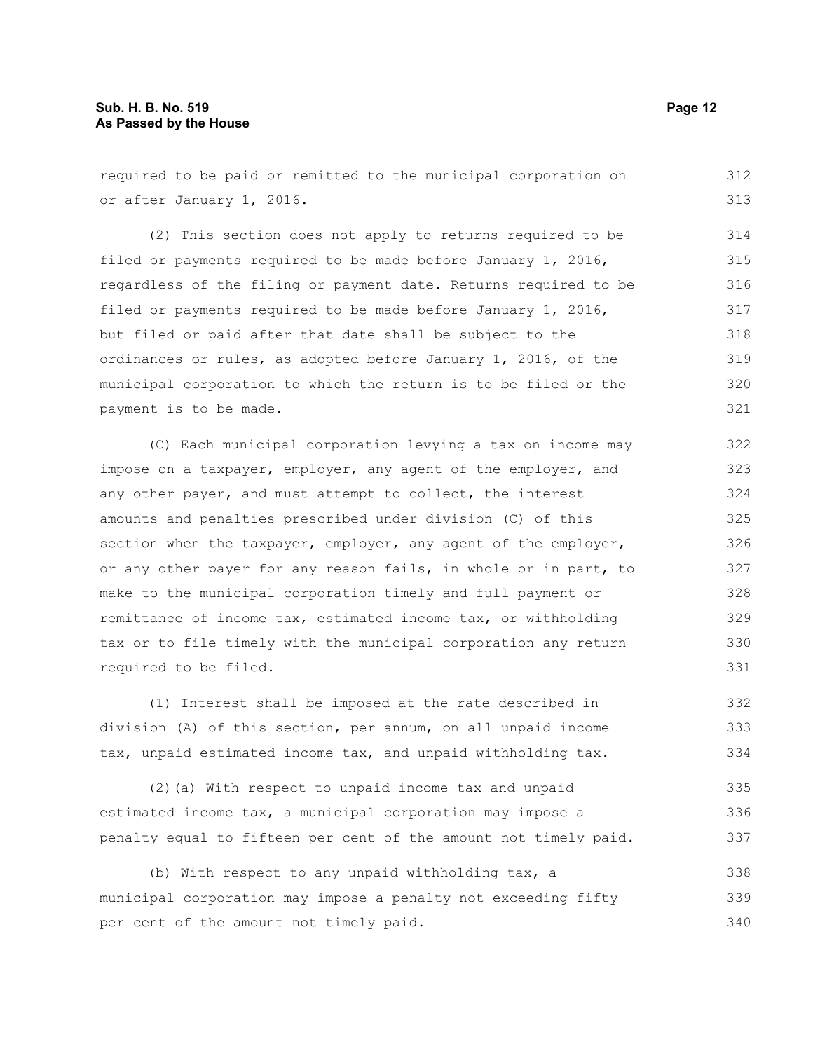required to be paid or remitted to the municipal corporation on or after January 1, 2016.

(2) This section does not apply to returns required to be filed or payments required to be made before January 1, 2016, regardless of the filing or payment date. Returns required to be filed or payments required to be made before January 1, 2016, but filed or paid after that date shall be subject to the ordinances or rules, as adopted before January 1, 2016, of the municipal corporation to which the return is to be filed or the payment is to be made.

(C) Each municipal corporation levying a tax on income may impose on a taxpayer, employer, any agent of the employer, and any other payer, and must attempt to collect, the interest amounts and penalties prescribed under division (C) of this section when the taxpayer, employer, any agent of the employer, or any other payer for any reason fails, in whole or in part, to make to the municipal corporation timely and full payment or remittance of income tax, estimated income tax, or withholding tax or to file timely with the municipal corporation any return required to be filed.

(1) Interest shall be imposed at the rate described in division (A) of this section, per annum, on all unpaid income tax, unpaid estimated income tax, and unpaid withholding tax.

(2)(a) With respect to unpaid income tax and unpaid estimated income tax, a municipal corporation may impose a penalty equal to fifteen per cent of the amount not timely paid.

(b) With respect to any unpaid withholding tax, a municipal corporation may impose a penalty not exceeding fifty per cent of the amount not timely paid.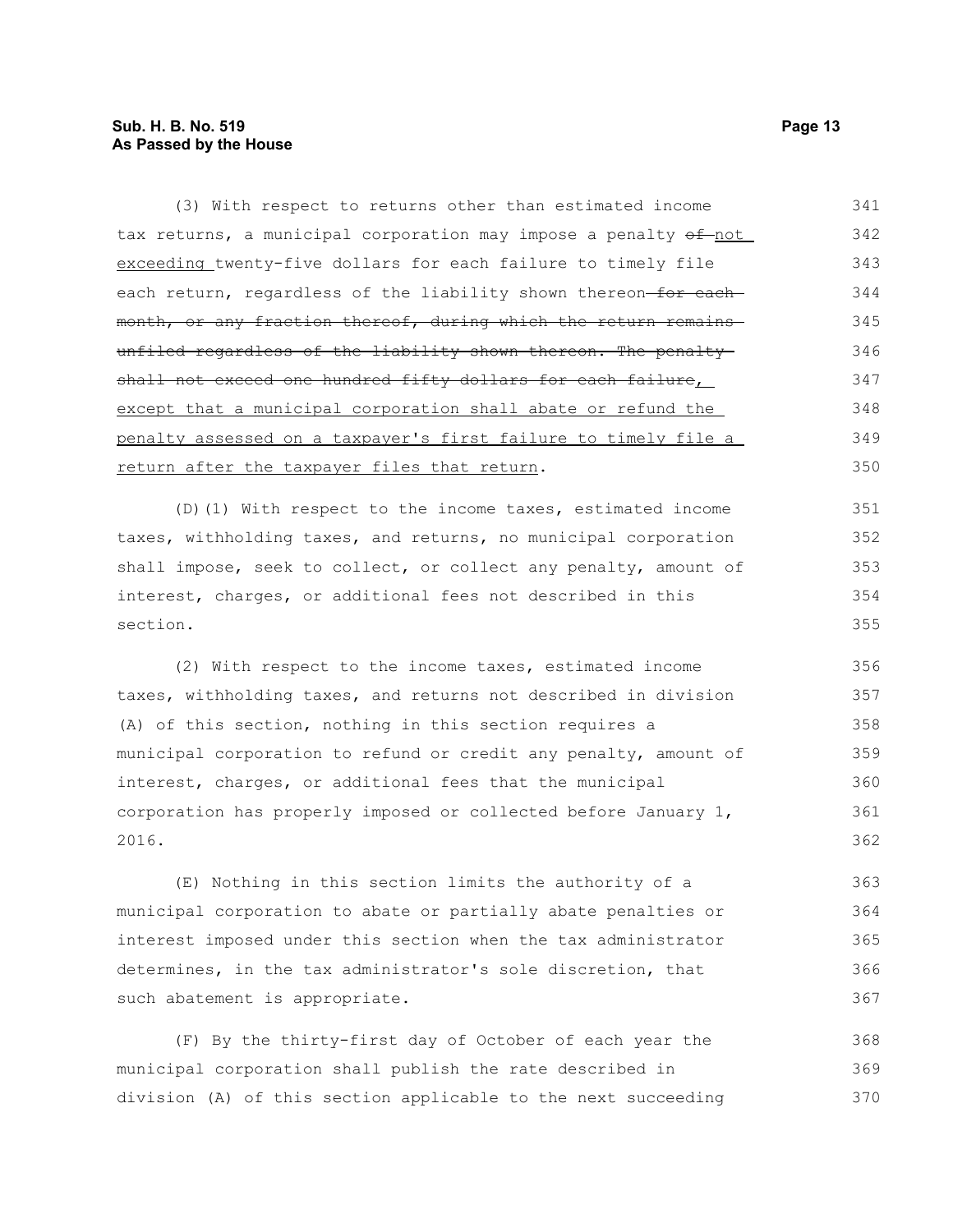(3) With respect to returns other than estimated income tax returns, a municipal corporation may impose a penalty ~~of~~ not exceeding twenty-five dollars for each failure to timely file each return, regardless of the liability shown thereon ~~for each month, or any fraction thereof, during which the return remains unfiled regardless of the liability shown thereon. The penalty shall not exceed one hundred fifty dollars for each failure~~, except that a municipal corporation shall abate or refund the penalty assessed on a taxpayer's first failure to timely file a return after the taxpayer files that return.

(D)(1) With respect to the income taxes, estimated income taxes, withholding taxes, and returns, no municipal corporation shall impose, seek to collect, or collect any penalty, amount of interest, charges, or additional fees not described in this section.

(2) With respect to the income taxes, estimated income taxes, withholding taxes, and returns not described in division (A) of this section, nothing in this section requires a municipal corporation to refund or credit any penalty, amount of interest, charges, or additional fees that the municipal corporation has properly imposed or collected before January 1, 2016.

(E) Nothing in this section limits the authority of a municipal corporation to abate or partially abate penalties or interest imposed under this section when the tax administrator determines, in the tax administrator's sole discretion, that such abatement is appropriate.

(F) By the thirty-first day of October of each year the municipal corporation shall publish the rate described in division (A) of this section applicable to the next succeeding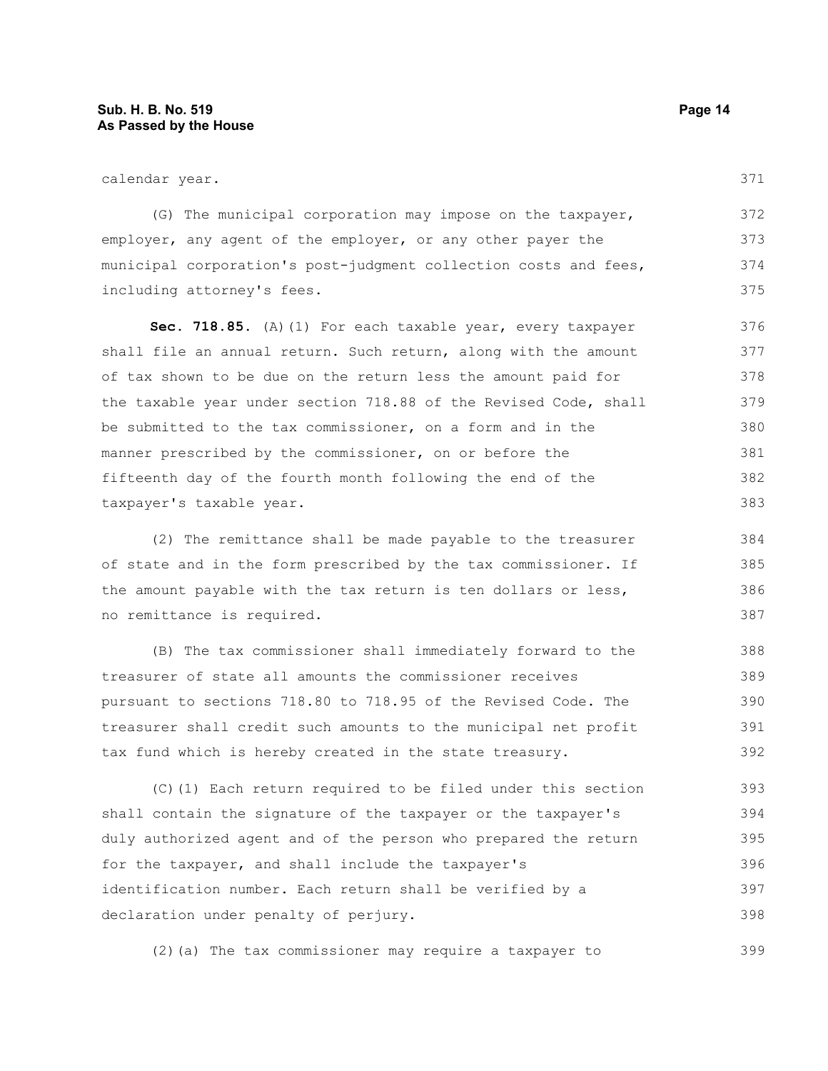calendar year.

(G) The municipal corporation may impose on the taxpayer, employer, any agent of the employer, or any other payer the municipal corporation's post-judgment collection costs and fees, including attorney's fees.

**Sec. 718.85.** (A)(1) For each taxable year, every taxpayer shall file an annual return. Such return, along with the amount of tax shown to be due on the return less the amount paid for the taxable year under section 718.88 of the Revised Code, shall be submitted to the tax commissioner, on a form and in the manner prescribed by the commissioner, on or before the fifteenth day of the fourth month following the end of the taxpayer's taxable year.

(2) The remittance shall be made payable to the treasurer of state and in the form prescribed by the tax commissioner. If the amount payable with the tax return is ten dollars or less, no remittance is required.

(B) The tax commissioner shall immediately forward to the treasurer of state all amounts the commissioner receives pursuant to sections 718.80 to 718.95 of the Revised Code. The treasurer shall credit such amounts to the municipal net profit tax fund which is hereby created in the state treasury.

(C)(1) Each return required to be filed under this section shall contain the signature of the taxpayer or the taxpayer's duly authorized agent and of the person who prepared the return for the taxpayer, and shall include the taxpayer's identification number. Each return shall be verified by a declaration under penalty of perjury.

(2)(a) The tax commissioner may require a taxpayer to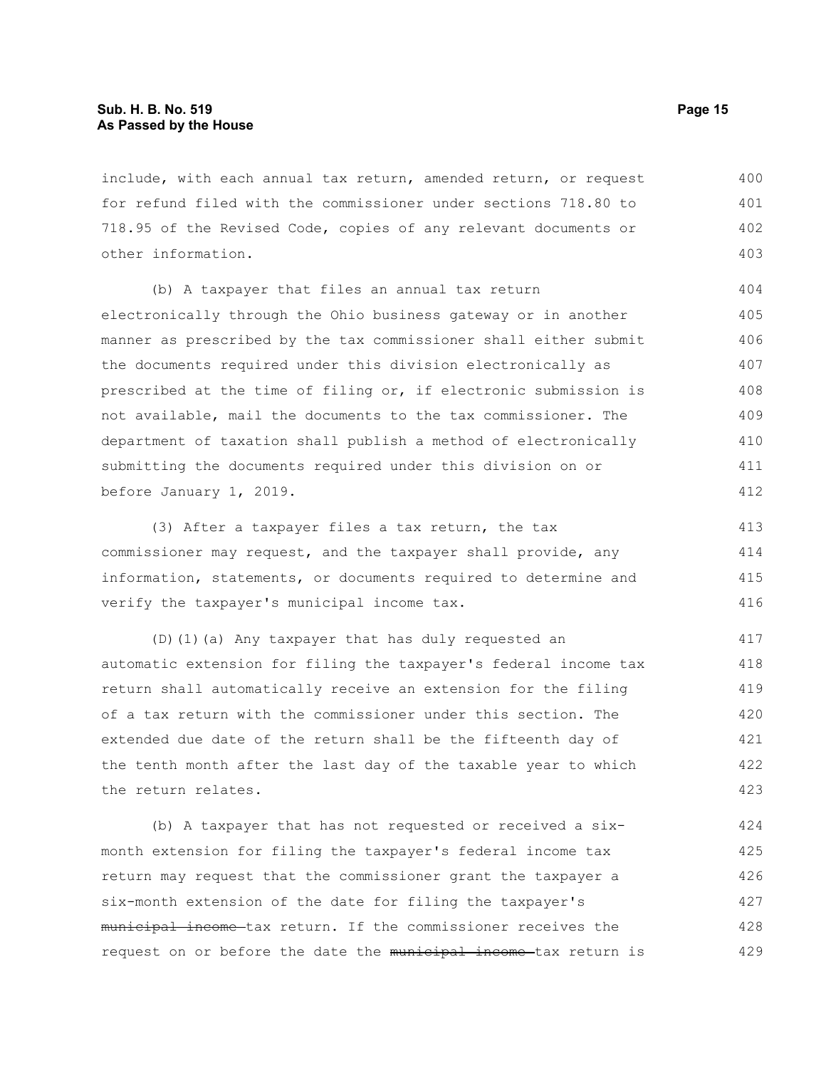include, with each annual tax return, amended return, or request for refund filed with the commissioner under sections 718.80 to 718.95 of the Revised Code, copies of any relevant documents or other information.

(b) A taxpayer that files an annual tax return electronically through the Ohio business gateway or in another manner as prescribed by the tax commissioner shall either submit the documents required under this division electronically as prescribed at the time of filing or, if electronic submission is not available, mail the documents to the tax commissioner. The department of taxation shall publish a method of electronically submitting the documents required under this division on or before January 1, 2019.

(3) After a taxpayer files a tax return, the tax commissioner may request, and the taxpayer shall provide, any information, statements, or documents required to determine and verify the taxpayer's municipal income tax.

(D)(1)(a) Any taxpayer that has duly requested an automatic extension for filing the taxpayer's federal income tax return shall automatically receive an extension for the filing of a tax return with the commissioner under this section. The extended due date of the return shall be the fifteenth day of the tenth month after the last day of the taxable year to which the return relates.

(b) A taxpayer that has not requested or received a six-month extension for filing the taxpayer's federal income tax return may request that the commissioner grant the taxpayer a six-month extension of the date for filing the taxpayer's ~~municipal income~~ tax return. If the commissioner receives the request on or before the date the ~~municipal income~~ tax return is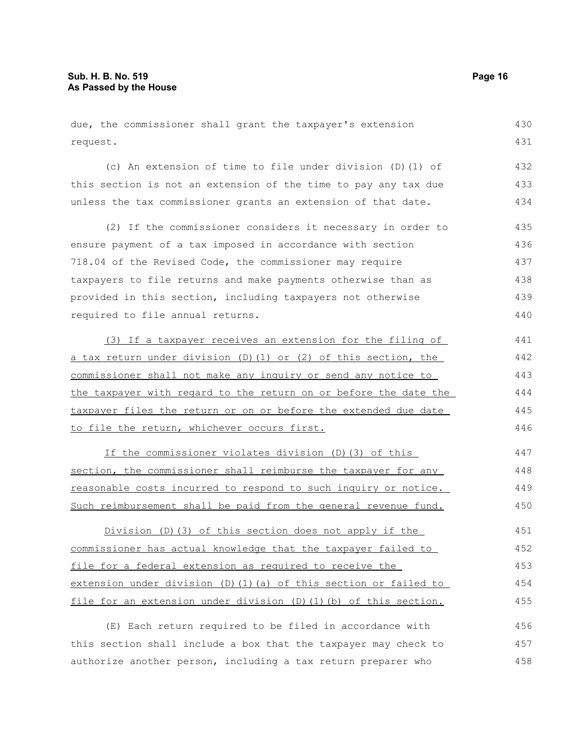due, the commissioner shall grant the taxpayer's extension request.

(c) An extension of time to file under division (D)(1) of this section is not an extension of the time to pay any tax due unless the tax commissioner grants an extension of that date.

(2) If the commissioner considers it necessary in order to ensure payment of a tax imposed in accordance with section 718.04 of the Revised Code, the commissioner may require taxpayers to file returns and make payments otherwise than as provided in this section, including taxpayers not otherwise required to file annual returns.

<u>(3) If a taxpayer receives an extension for the filing of a tax return under division (D)(1) or (2) of this section, the commissioner shall not make any inquiry or send any notice to the taxpayer with regard to the return on or before the date the taxpayer files the return or on or before the extended due date to file the return, whichever occurs first.</u>

<u>If the commissioner violates division (D)(3) of this section, the commissioner shall reimburse the taxpayer for any reasonable costs incurred to respond to such inquiry or notice. Such reimbursement shall be paid from the general revenue fund.</u>

<u>Division (D)(3) of this section does not apply if the commissioner has actual knowledge that the taxpayer failed to file for a federal extension as required to receive the extension under division (D)(1)(a) of this section or failed to file for an extension under division (D)(1)(b) of this section.</u>

(E) Each return required to be filed in accordance with this section shall include a box that the taxpayer may check to authorize another person, including a tax return preparer who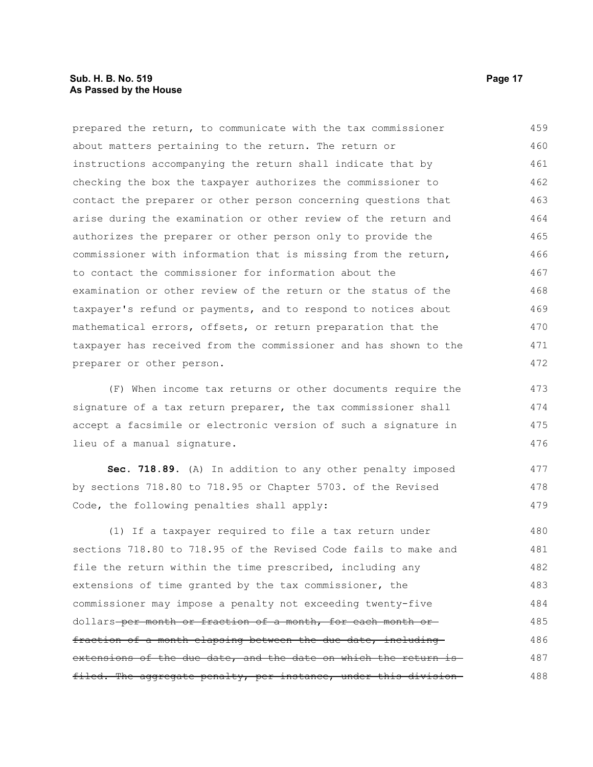prepared the return, to communicate with the tax commissioner about matters pertaining to the return. The return or instructions accompanying the return shall indicate that by checking the box the taxpayer authorizes the commissioner to contact the preparer or other person concerning questions that arise during the examination or other review of the return and authorizes the preparer or other person only to provide the commissioner with information that is missing from the return, to contact the commissioner for information about the examination or other review of the return or the status of the taxpayer's refund or payments, and to respond to notices about mathematical errors, offsets, or return preparation that the taxpayer has received from the commissioner and has shown to the preparer or other person.

(F) When income tax returns or other documents require the signature of a tax return preparer, the tax commissioner shall accept a facsimile or electronic version of such a signature in lieu of a manual signature.

**Sec. 718.89.** (A) In addition to any other penalty imposed by sections 718.80 to 718.95 or Chapter 5703. of the Revised Code, the following penalties shall apply:

(1) If a taxpayer required to file a tax return under sections 718.80 to 718.95 of the Revised Code fails to make and file the return within the time prescribed, including any extensions of time granted by the tax commissioner, the commissioner may impose a penalty not exceeding twenty-five dollars ~~per month or fraction of a month, for each month or fraction of a month elapsing between the due date, including extensions of the due date, and the date on which the return is filed. The aggregate penalty, per instance, under this division~~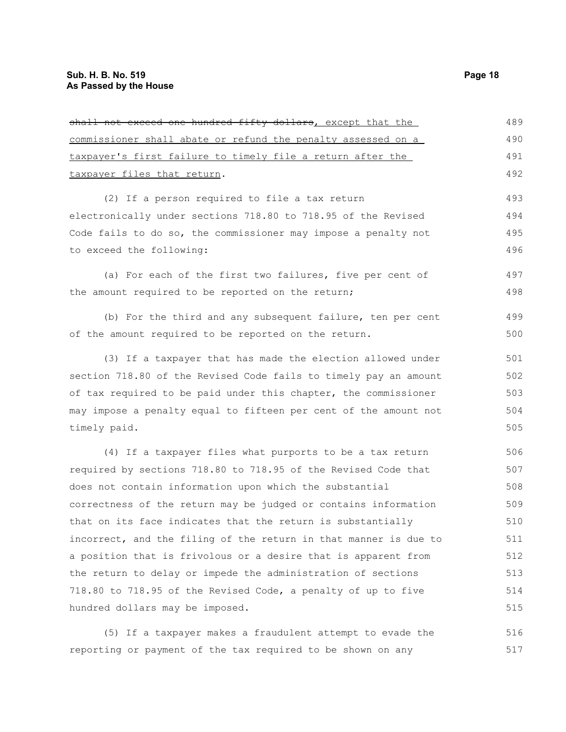~~shall not exceed one hundred fifty dollars~~, except that the commissioner shall abate or refund the penalty assessed on a taxpayer's first failure to timely file a return after the taxpayer files that return.

(2) If a person required to file a tax return electronically under sections 718.80 to 718.95 of the Revised Code fails to do so, the commissioner may impose a penalty not to exceed the following:

(a) For each of the first two failures, five per cent of the amount required to be reported on the return;

(b) For the third and any subsequent failure, ten per cent of the amount required to be reported on the return.

(3) If a taxpayer that has made the election allowed under section 718.80 of the Revised Code fails to timely pay an amount of tax required to be paid under this chapter, the commissioner may impose a penalty equal to fifteen per cent of the amount not timely paid.

(4) If a taxpayer files what purports to be a tax return required by sections 718.80 to 718.95 of the Revised Code that does not contain information upon which the substantial correctness of the return may be judged or contains information that on its face indicates that the return is substantially incorrect, and the filing of the return in that manner is due to a position that is frivolous or a desire that is apparent from the return to delay or impede the administration of sections 718.80 to 718.95 of the Revised Code, a penalty of up to five hundred dollars may be imposed.

(5) If a taxpayer makes a fraudulent attempt to evade the reporting or payment of the tax required to be shown on any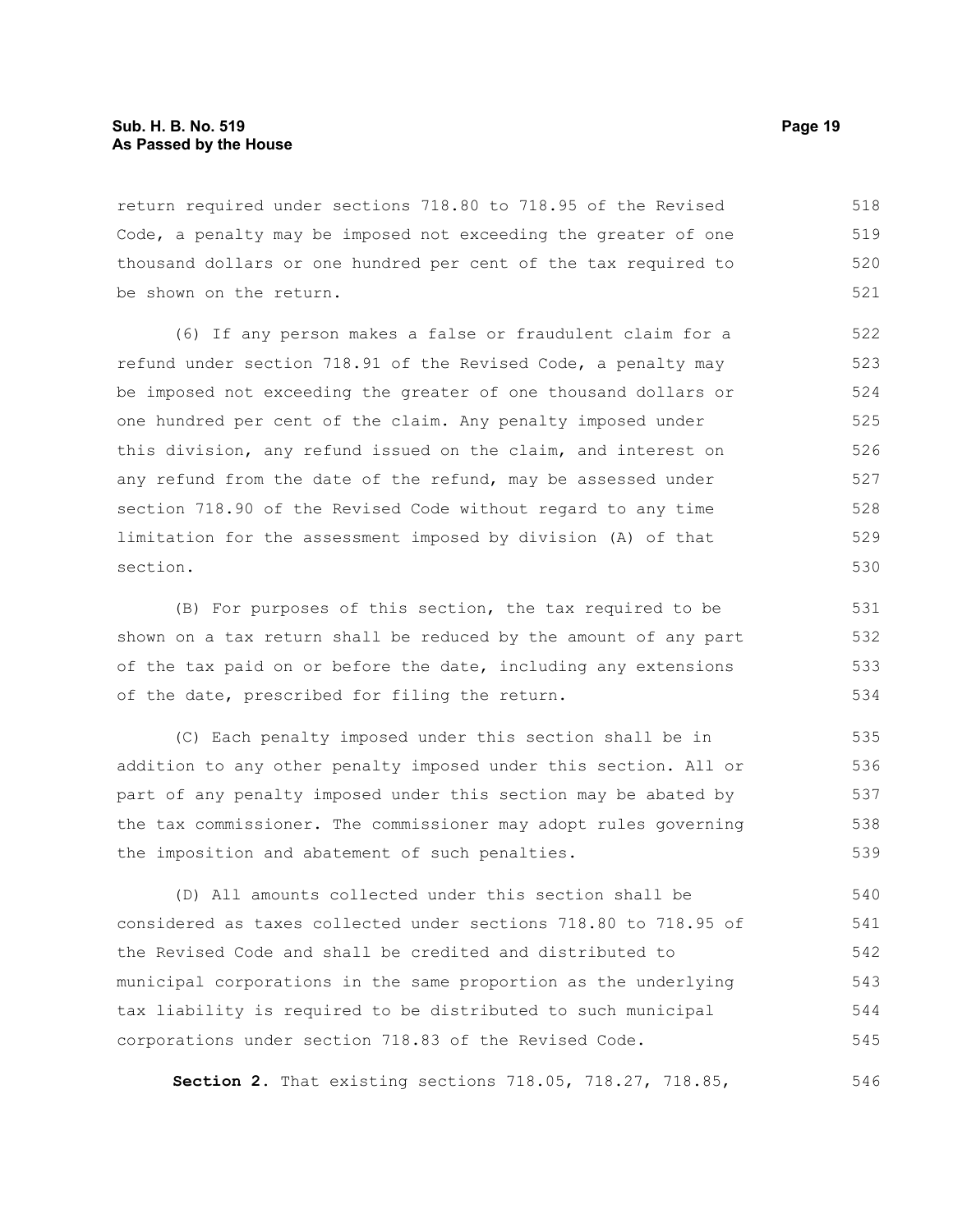return required under sections 718.80 to 718.95 of the Revised Code, a penalty may be imposed not exceeding the greater of one thousand dollars or one hundred per cent of the tax required to be shown on the return.

(6) If any person makes a false or fraudulent claim for a refund under section 718.91 of the Revised Code, a penalty may be imposed not exceeding the greater of one thousand dollars or one hundred per cent of the claim. Any penalty imposed under this division, any refund issued on the claim, and interest on any refund from the date of the refund, may be assessed under section 718.90 of the Revised Code without regard to any time limitation for the assessment imposed by division (A) of that section.

(B) For purposes of this section, the tax required to be shown on a tax return shall be reduced by the amount of any part of the tax paid on or before the date, including any extensions of the date, prescribed for filing the return.

(C) Each penalty imposed under this section shall be in addition to any other penalty imposed under this section. All or part of any penalty imposed under this section may be abated by the tax commissioner. The commissioner may adopt rules governing the imposition and abatement of such penalties.

(D) All amounts collected under this section shall be considered as taxes collected under sections 718.80 to 718.95 of the Revised Code and shall be credited and distributed to municipal corporations in the same proportion as the underlying tax liability is required to be distributed to such municipal corporations under section 718.83 of the Revised Code.

**Section 2.** That existing sections 718.05, 718.27, 718.85,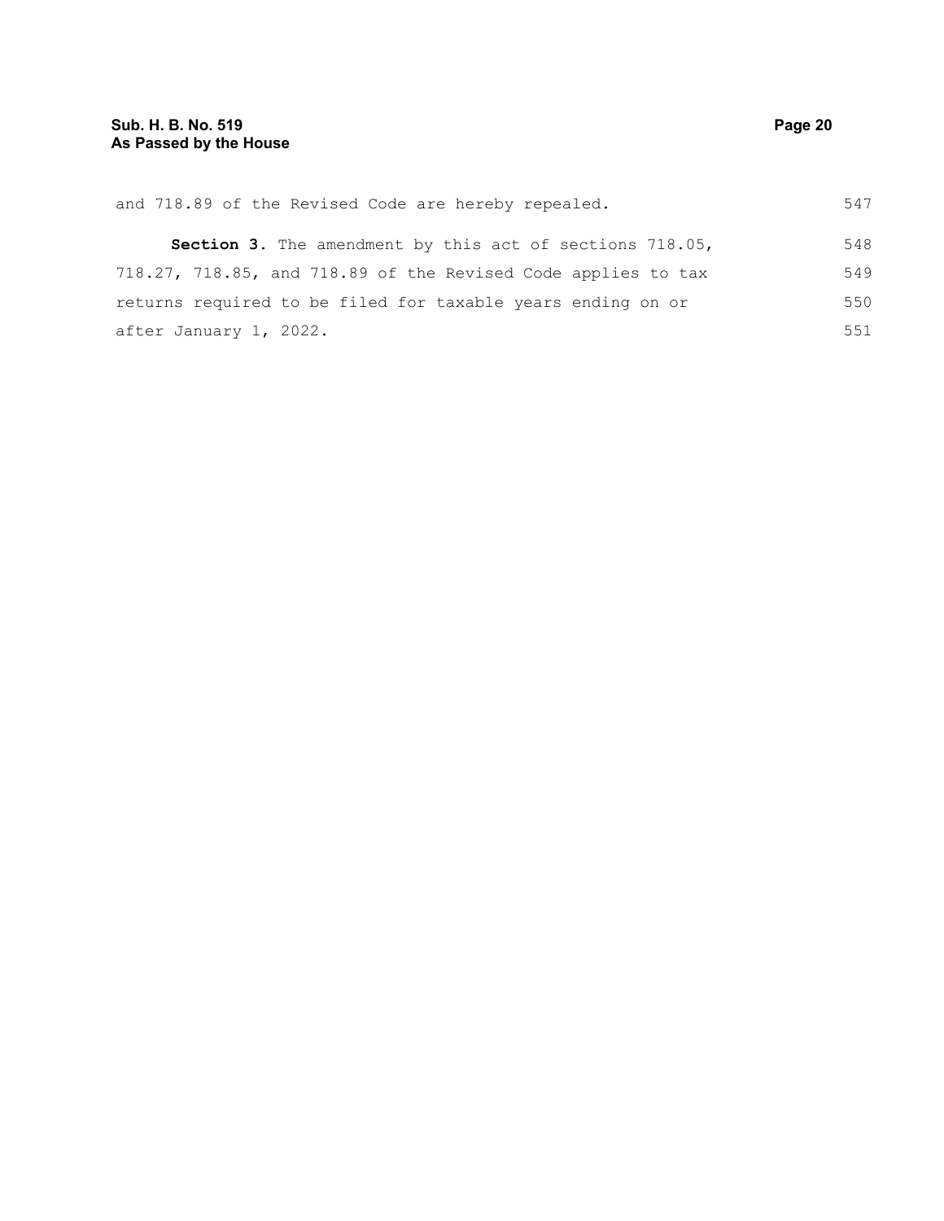and 718.89 of the Revised Code are hereby repealed.

**Section 3.** The amendment by this act of sections 718.05, 718.27, 718.85, and 718.89 of the Revised Code applies to tax returns required to be filed for taxable years ending on or after January 1, 2022.